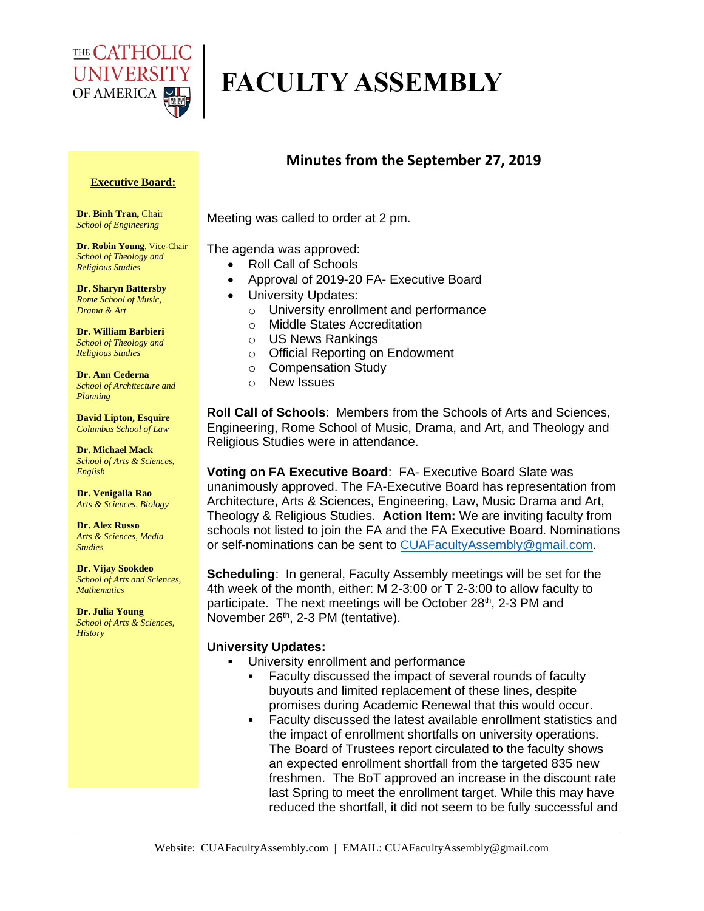# FACULTY ASSEMBLY

THE CATHOLIC UNIVERSITY OF AMERICA

**Executive Board:**

**Dr. Binh Tran,** Chair
*School of Engineering*

**Dr. Robin Young**, Vice-Chair
*School of Theology and Religious Studies*

**Dr. Sharyn Battersby**
*Rome School of Music, Drama & Art*

**Dr. William Barbieri**
*School of Theology and Religious Studies*

**Dr. Ann Cederna**
*School of Architecture and Planning*

**David Lipton, Esquire**
*Columbus School of Law*

**Dr. Michael Mack**
*School of Arts & Sciences, English*

**Dr. Venigalla Rao**
*Arts & Sciences, Biology*

**Dr. Alex Russo**
*Arts & Sciences, Media Studies*

**Dr. Vijay Sookdeo**
*School of Arts and Sciences, Mathematics*

**Dr. Julia Young**
*School of Arts & Sciences, History*

## Minutes from the September 27, 2019

Meeting was called to order at 2 pm.

The agenda was approved:

- Roll Call of Schools
- Approval of 2019-20 FA- Executive Board
- University Updates:
  - University enrollment and performance
  - Middle States Accreditation
  - US News Rankings
  - Official Reporting on Endowment
  - Compensation Study
  - New Issues

**Roll Call of Schools**: Members from the Schools of Arts and Sciences, Engineering, Rome School of Music, Drama, and Art, and Theology and Religious Studies were in attendance.

**Voting on FA Executive Board**: FA- Executive Board Slate was unanimously approved. The FA-Executive Board has representation from Architecture, Arts & Sciences, Engineering, Law, Music Drama and Art, Theology & Religious Studies. **Action Item:** We are inviting faculty from schools not listed to join the FA and the FA Executive Board. Nominations or self-nominations can be sent to CUAFacultyAssembly@gmail.com.

**Scheduling**: In general, Faculty Assembly meetings will be set for the 4th week of the month, either: M 2-3:00 or T 2-3:00 to allow faculty to participate. The next meetings will be October 28th, 2-3 PM and November 26th, 2-3 PM (tentative).

**University Updates:**

- University enrollment and performance
  - Faculty discussed the impact of several rounds of faculty buyouts and limited replacement of these lines, despite promises during Academic Renewal that this would occur.
  - Faculty discussed the latest available enrollment statistics and the impact of enrollment shortfalls on university operations. The Board of Trustees report circulated to the faculty shows an expected enrollment shortfall from the targeted 835 new freshmen. The BoT approved an increase in the discount rate last Spring to meet the enrollment target. While this may have reduced the shortfall, it did not seem to be fully successful and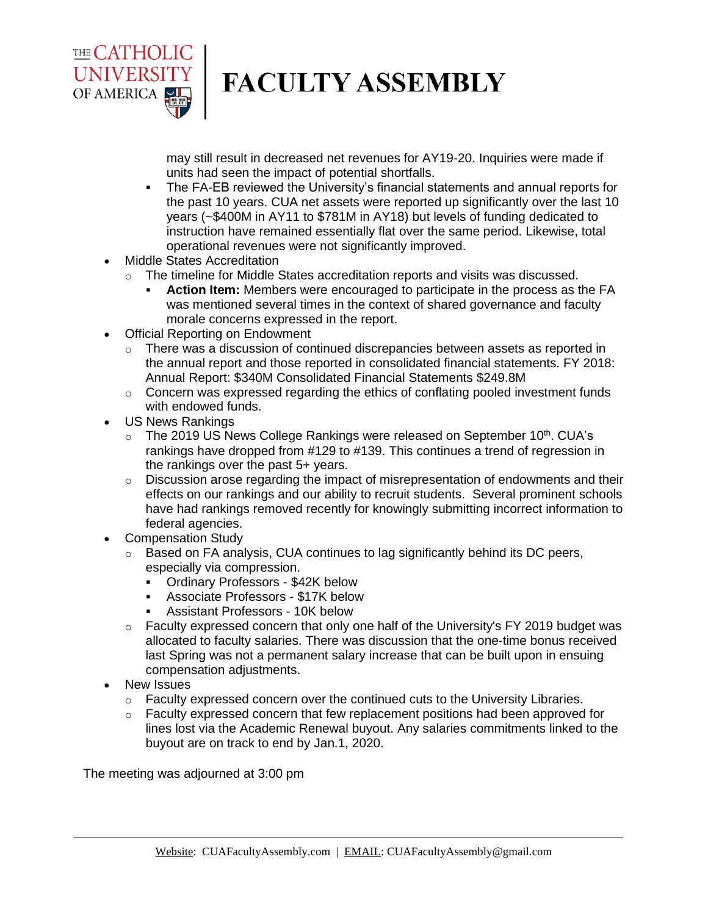may still result in decreased net revenues for AY19-20. Inquiries were made if units had seen the impact of potential shortfalls.

        - The FA-EB reviewed the University's financial statements and annual reports for the past 10 years. CUA net assets were reported up significantly over the last 10 years (~$400M in AY11 to $781M in AY18) but levels of funding dedicated to instruction have remained essentially flat over the same period. Likewise, total operational revenues were not significantly improved.

- Middle States Accreditation
    - The timeline for Middle States accreditation reports and visits was discussed.
        - **Action Item:** Members were encouraged to participate in the process as the FA was mentioned several times in the context of shared governance and faculty morale concerns expressed in the report.
- Official Reporting on Endowment
    - There was a discussion of continued discrepancies between assets as reported in the annual report and those reported in consolidated financial statements. FY 2018: Annual Report: $340M Consolidated Financial Statements $249.8M
    - Concern was expressed regarding the ethics of conflating pooled investment funds with endowed funds.
- US News Rankings
    - The 2019 US News College Rankings were released on September 10th. CUA's rankings have dropped from #129 to #139. This continues a trend of regression in the rankings over the past 5+ years.
    - Discussion arose regarding the impact of misrepresentation of endowments and their effects on our rankings and our ability to recruit students. Several prominent schools have had rankings removed recently for knowingly submitting incorrect information to federal agencies.
- Compensation Study
    - Based on FA analysis, CUA continues to lag significantly behind its DC peers, especially via compression.
        - Ordinary Professors - $42K below
        - Associate Professors - $17K below
        - Assistant Professors - 10K below
    - Faculty expressed concern that only one half of the University's FY 2019 budget was allocated to faculty salaries. There was discussion that the one-time bonus received last Spring was not a permanent salary increase that can be built upon in ensuing compensation adjustments.
- New Issues
    - Faculty expressed concern over the continued cuts to the University Libraries.
    - Faculty expressed concern that few replacement positions had been approved for lines lost via the Academic Renewal buyout. Any salaries commitments linked to the buyout are on track to end by Jan.1, 2020.

The meeting was adjourned at 3:00 pm